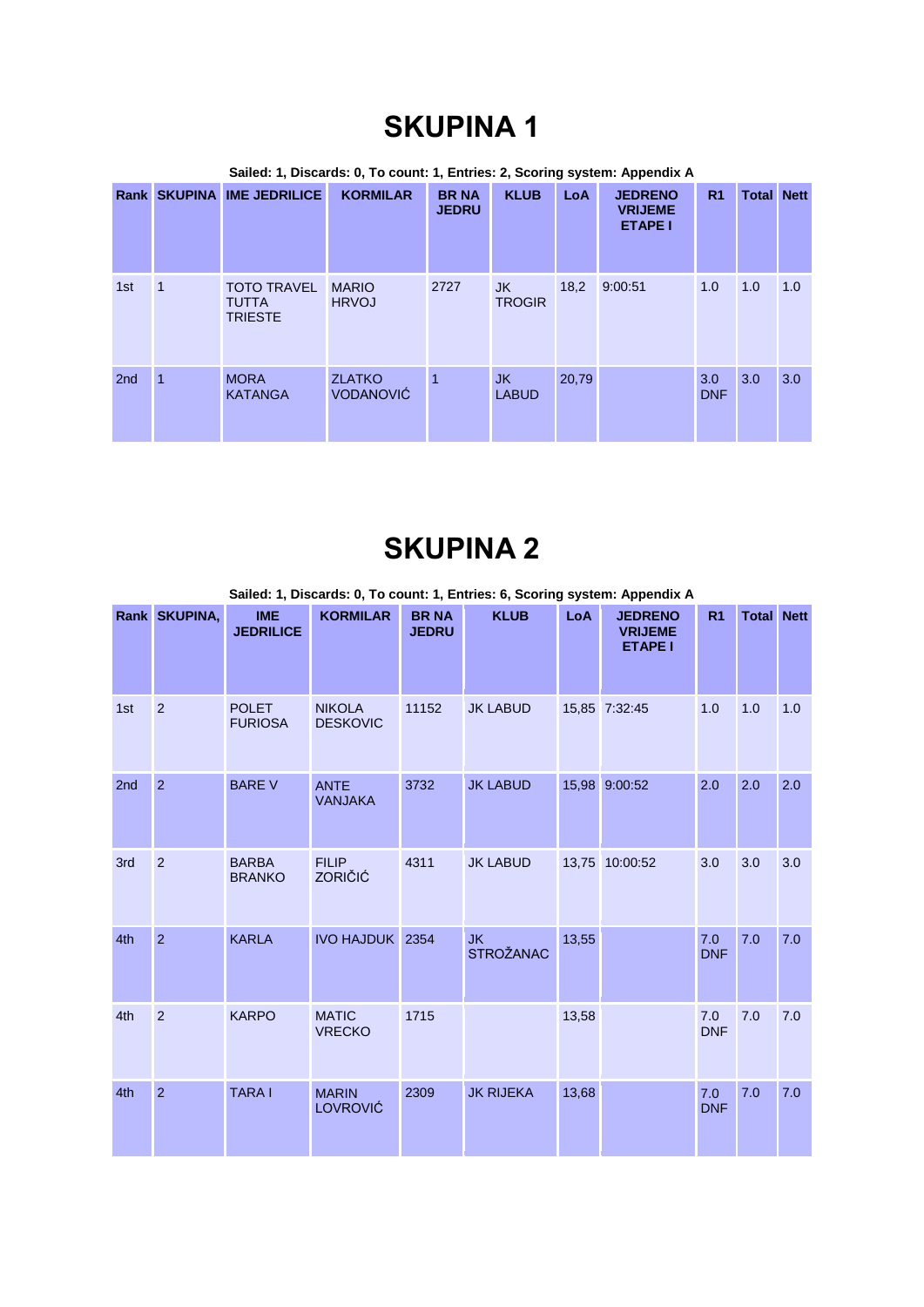# SKUPINA 1

**Sailed: 1, Discards: 0, To count: 1, Entries: 2, Scoring system: Appendix A**

| Rank | SKUPINA | IME JEDRILICE | KORMILAR | BR NA JEDRU | KLUB | LoA | JEDRENO VRIJEME ETAPE I | R1 | Total | Nett |
|---|---|---|---|---|---|---|---|---|---|---|
| 1st | 1 | TOTO TRAVEL TUTTA TRIESTE | MARIO HRVOJ | 2727 | JK TROGIR | 18,2 | 9:00:51 | 1.0 | 1.0 | 1.0 |
| 2nd | 1 | MORA KATANGA | ZLATKO VODANOVIĆ | 1 | JK LABUD | 20,79 | | 3.0 DNF | 3.0 | 3.0 |

# SKUPINA 2

**Sailed: 1, Discards: 0, To count: 1, Entries: 6, Scoring system: Appendix A**

| Rank | SKUPINA, | IME JEDRILICE | KORMILAR | BR NA JEDRU | KLUB | LoA | JEDRENO VRIJEME ETAPE I | R1 | Total | Nett |
|---|---|---|---|---|---|---|---|---|---|---|
| 1st | 2 | POLET FURIOSA | NIKOLA DESKOVIC | 11152 | JK LABUD | 15,85 | 7:32:45 | 1.0 | 1.0 | 1.0 |
| 2nd | 2 | BARE V | ANTE VANJAKA | 3732 | JK LABUD | 15,98 | 9:00:52 | 2.0 | 2.0 | 2.0 |
| 3rd | 2 | BARBA BRANKO | FILIP ZORIČIĆ | 4311 | JK LABUD | 13,75 | 10:00:52 | 3.0 | 3.0 | 3.0 |
| 4th | 2 | KARLA | IVO HAJDUK | 2354 | JK STROŽANAC | 13,55 | | 7.0 DNF | 7.0 | 7.0 |
| 4th | 2 | KARPO | MATIC VRECKO | 1715 | | 13,58 | | 7.0 DNF | 7.0 | 7.0 |
| 4th | 2 | TARA I | MARIN LOVROVIĆ | 2309 | JK RIJEKA | 13,68 | | 7.0 DNF | 7.0 | 7.0 |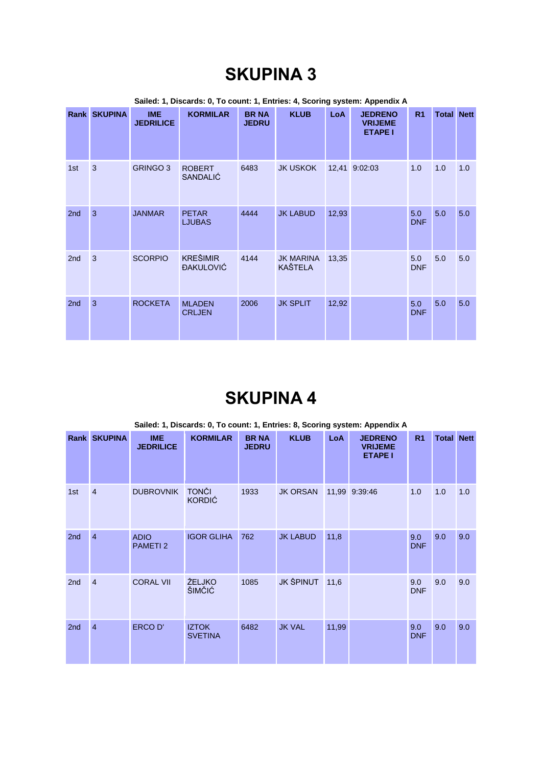# SKUPINA 3

**Sailed: 1, Discards: 0, To count: 1, Entries: 4, Scoring system: Appendix A**

| Rank | SKUPINA | IME JEDRILICE | KORMILAR | BR NA JEDRU | KLUB | LoA | JEDRENO VRIJEME ETAPE I | R1 | Total | Nett |
|---|---|---|---|---|---|---|---|---|---|---|
| 1st | 3 | GRINGO 3 | ROBERT SANDALIĆ | 6483 | JK USKOK | 12,41 | 9:02:03 | 1.0 | 1.0 | 1.0 |
| 2nd | 3 | JANMAR | PETAR LJUBAS | 4444 | JK LABUD | 12,93 | | 5.0 DNF | 5.0 | 5.0 |
| 2nd | 3 | SCORPIO | KREŠIMIR ĐAKULOVIĆ | 4144 | JK MARINA KAŠTELA | 13,35 | | 5.0 DNF | 5.0 | 5.0 |
| 2nd | 3 | ROCKETA | MLADEN CRLJEN | 2006 | JK SPLIT | 12,92 | | 5.0 DNF | 5.0 | 5.0 |

# SKUPINA 4

**Sailed: 1, Discards: 0, To count: 1, Entries: 8, Scoring system: Appendix A**

| Rank | SKUPINA | IME JEDRILICE | KORMILAR | BR NA JEDRU | KLUB | LoA | JEDRENO VRIJEME ETAPE I | R1 | Total | Nett |
|---|---|---|---|---|---|---|---|---|---|---|
| 1st | 4 | DUBROVNIK | TONČI KORDIĆ | 1933 | JK ORSAN | 11,99 | 9:39:46 | 1.0 | 1.0 | 1.0 |
| 2nd | 4 | ADIO PAMETI 2 | IGOR GLIHA | 762 | JK LABUD | 11,8 | | 9.0 DNF | 9.0 | 9.0 |
| 2nd | 4 | CORAL VII | ŽELJKO ŠIMČIĆ | 1085 | JK ŠPINUT | 11,6 | | 9.0 DNF | 9.0 | 9.0 |
| 2nd | 4 | ERCO D' | IZTOK SVETINA | 6482 | JK VAL | 11,99 | | 9.0 DNF | 9.0 | 9.0 |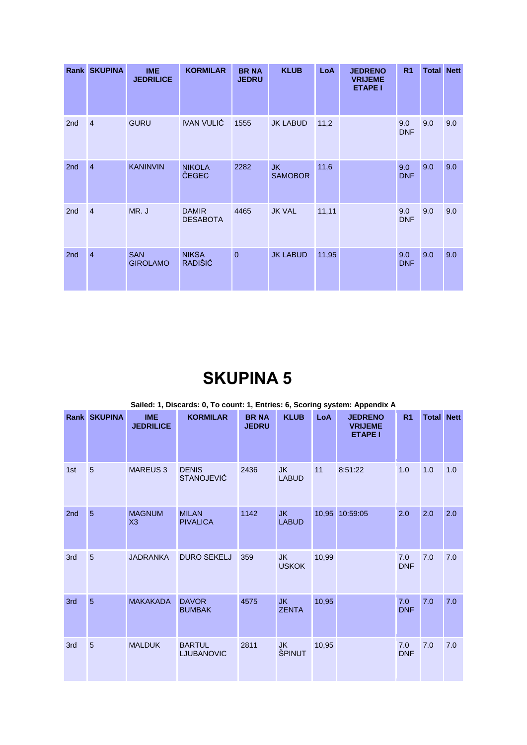| Rank | SKUPINA | IME JEDRILICE | KORMILAR | BR NA JEDRU | KLUB | LoA | JEDRENO VRIJEME ETAPE I | R1 | Total | Nett |
|---|---|---|---|---|---|---|---|---|---|---|
| 2nd | 4 | GURU | IVAN VULIĆ | 1555 | JK LABUD | 11,2 | | 9.0 DNF | 9.0 | 9.0 |
| 2nd | 4 | KANINVIN | NIKOLA ČEGEC | 2282 | JK SAMOBOR | 11,6 | | 9.0 DNF | 9.0 | 9.0 |
| 2nd | 4 | MR. J | DAMIR DESABOTA | 4465 | JK VAL | 11,11 | | 9.0 DNF | 9.0 | 9.0 |
| 2nd | 4 | SAN GIROLAMO | NIKŠA RADIŠIĆ | 0 | JK LABUD | 11,95 | | 9.0 DNF | 9.0 | 9.0 |

# SKUPINA 5

**Sailed: 1, Discards: 0, To count: 1, Entries: 6, Scoring system: Appendix A**

| Rank | SKUPINA | IME JEDRILICE | KORMILAR | BR NA JEDRU | KLUB | LoA | JEDRENO VRIJEME ETAPE I | R1 | Total | Nett |
|---|---|---|---|---|---|---|---|---|---|---|
| 1st | 5 | MAREUS 3 | DENIS STANOJEVIĆ | 2436 | JK LABUD | 11 | 8:51:22 | 1.0 | 1.0 | 1.0 |
| 2nd | 5 | MAGNUM X3 | MILAN PIVALICA | 1142 | JK LABUD | 10,95 | 10:59:05 | 2.0 | 2.0 | 2.0 |
| 3rd | 5 | JADRANKA | ĐURO SEKELJ | 359 | JK USKOK | 10,99 | | 7.0 DNF | 7.0 | 7.0 |
| 3rd | 5 | MAKAKADA | DAVOR BUMBAK | 4575 | JK ZENTA | 10,95 | | 7.0 DNF | 7.0 | 7.0 |
| 3rd | 5 | MALDUK | BARTUL LJUBANOVIC | 2811 | JK ŠPINUT | 10,95 | | 7.0 DNF | 7.0 | 7.0 |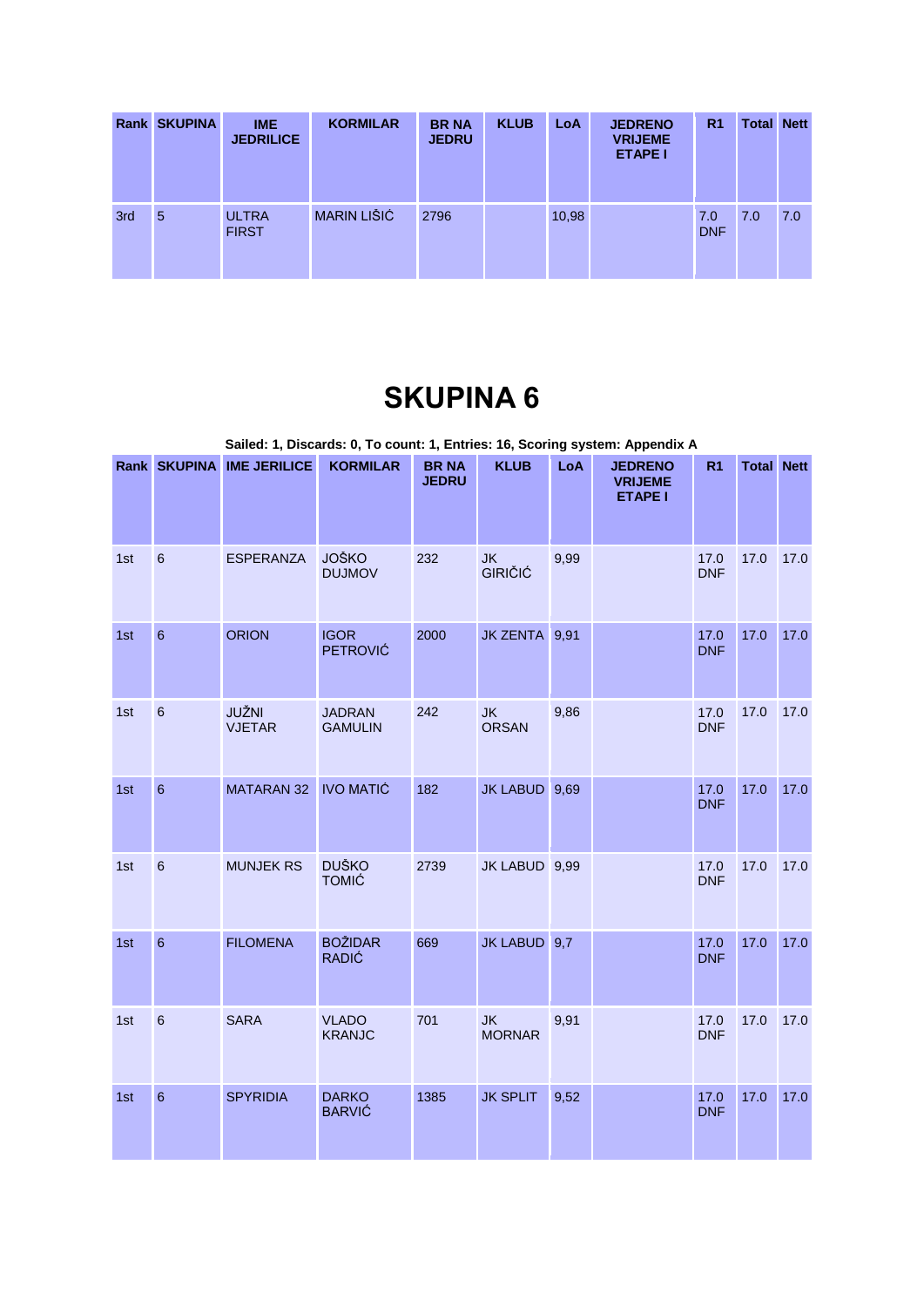| Rank | SKUPINA | IME JEDRILICE | KORMILAR | BR NA JEDRU | KLUB | LoA | JEDRENO VRIJEME ETAPE I | R1 | Total | Nett |
|---|---|---|---|---|---|---|---|---|---|---|
| 3rd | 5 | ULTRA FIRST | MARIN LIŠIĆ | 2796 | | 10,98 | | 7.0 DNF | 7.0 | 7.0 |

# SKUPINA 6

**Sailed: 1, Discards: 0, To count: 1, Entries: 16, Scoring system: Appendix A**

| Rank | SKUPINA | IME JERILICE | KORMILAR | BR NA JEDRU | KLUB | LoA | JEDRENO VRIJEME ETAPE I | R1 | Total | Nett |
|---|---|---|---|---|---|---|---|---|---|---|
| 1st | 6 | ESPERANZA | JOŠKO DUJMOV | 232 | JK GIRIČIĆ | 9,99 | | 17.0 DNF | 17.0 | 17.0 |
| 1st | 6 | ORION | IGOR PETROVIĆ | 2000 | JK ZENTA | 9,91 | | 17.0 DNF | 17.0 | 17.0 |
| 1st | 6 | JUŽNI VJETAR | JADRAN GAMULIN | 242 | JK ORSAN | 9,86 | | 17.0 DNF | 17.0 | 17.0 |
| 1st | 6 | MATARAN 32 | IVO MATIĆ | 182 | JK LABUD | 9,69 | | 17.0 DNF | 17.0 | 17.0 |
| 1st | 6 | MUNJEK RS | DUŠKO TOMIĆ | 2739 | JK LABUD | 9,99 | | 17.0 DNF | 17.0 | 17.0 |
| 1st | 6 | FILOMENA | BOŽIDAR RADIĆ | 669 | JK LABUD | 9,7 | | 17.0 DNF | 17.0 | 17.0 |
| 1st | 6 | SARA | VLADO KRANJC | 701 | JK MORNAR | 9,91 | | 17.0 DNF | 17.0 | 17.0 |
| 1st | 6 | SPYRIDIA | DARKO BARVIĆ | 1385 | JK SPLIT | 9,52 | | 17.0 DNF | 17.0 | 17.0 |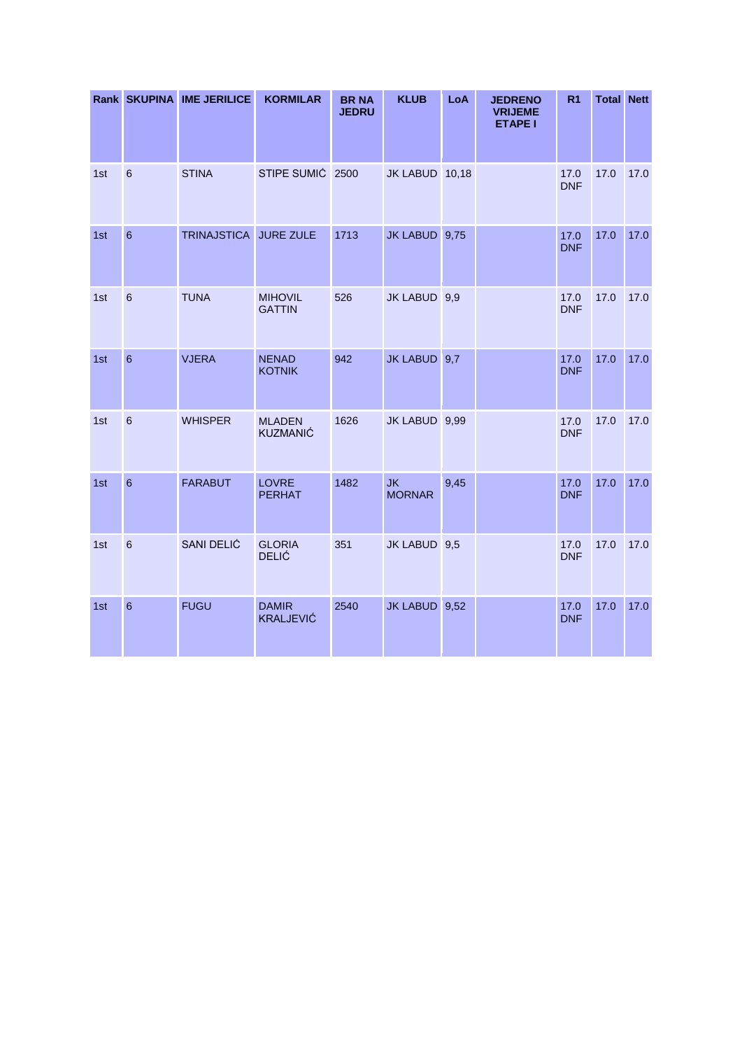| Rank | SKUPINA | IME JERILICE | KORMILAR | BR NA JEDRU | KLUB | LoA | JEDRENO VRIJEME ETAPE I | R1 | Total | Nett |
|---|---|---|---|---|---|---|---|---|---|---|
| 1st | 6 | STINA | STIPE SUMIĆ | 2500 | JK LABUD | 10,18 | | 17.0 DNF | 17.0 | 17.0 |
| 1st | 6 | TRINAJSTICA | JURE ZULE | 1713 | JK LABUD | 9,75 | | 17.0 DNF | 17.0 | 17.0 |
| 1st | 6 | TUNA | MIHOVIL GATTIN | 526 | JK LABUD | 9,9 | | 17.0 DNF | 17.0 | 17.0 |
| 1st | 6 | VJERA | NENAD KOTNIK | 942 | JK LABUD | 9,7 | | 17.0 DNF | 17.0 | 17.0 |
| 1st | 6 | WHISPER | MLADEN KUZMANIĆ | 1626 | JK LABUD | 9,99 | | 17.0 DNF | 17.0 | 17.0 |
| 1st | 6 | FARABUT | LOVRE PERHAT | 1482 | JK MORNAR | 9,45 | | 17.0 DNF | 17.0 | 17.0 |
| 1st | 6 | SANI DELIĆ | GLORIA DELIĆ | 351 | JK LABUD | 9,5 | | 17.0 DNF | 17.0 | 17.0 |
| 1st | 6 | FUGU | DAMIR KRALJEVIĆ | 2540 | JK LABUD | 9,52 | | 17.0 DNF | 17.0 | 17.0 |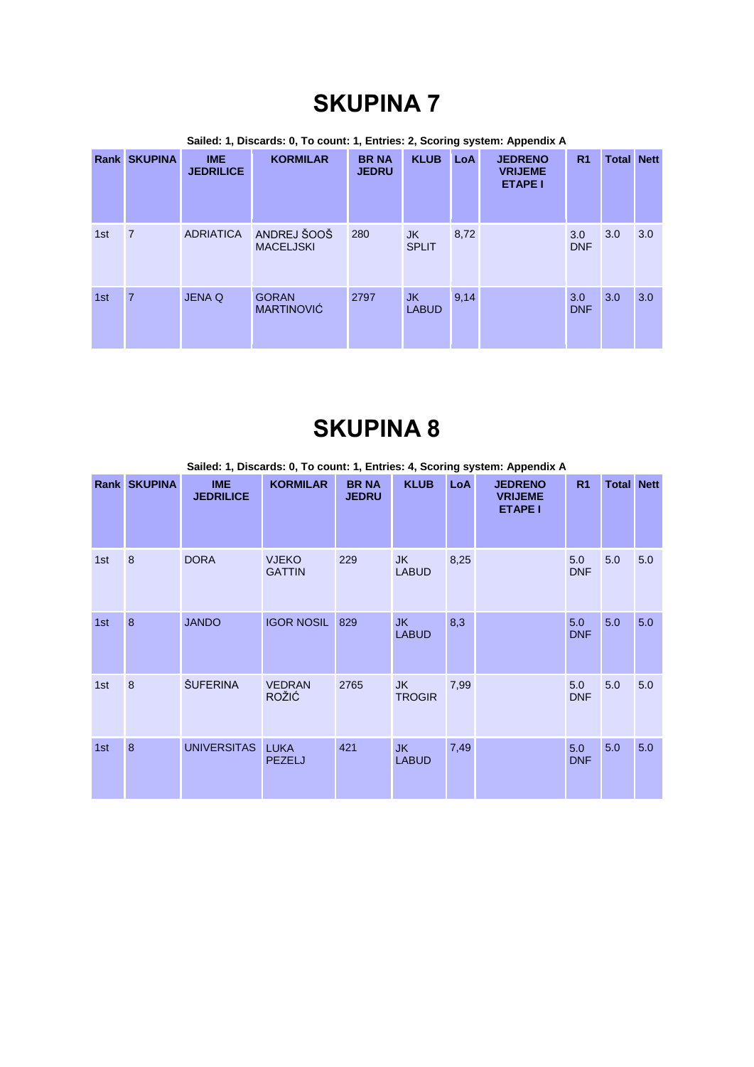# SKUPINA 7

**Sailed: 1, Discards: 0, To count: 1, Entries: 2, Scoring system: Appendix A**

| Rank | SKUPINA | IME JEDRILICE | KORMILAR | BR NA JEDRU | KLUB | LoA | JEDRENO VRIJEME ETAPE I | R1 | Total | Nett |
|---|---|---|---|---|---|---|---|---|---|---|
| 1st | 7 | ADRIATICA | ANDREJ ŠOOŠ MACELJSKI | 280 | JK SPLIT | 8,72 | | 3.0 DNF | 3.0 | 3.0 |
| 1st | 7 | JENA Q | GORAN MARTINOVIĆ | 2797 | JK LABUD | 9,14 | | 3.0 DNF | 3.0 | 3.0 |

# SKUPINA 8

**Sailed: 1, Discards: 0, To count: 1, Entries: 4, Scoring system: Appendix A**

| Rank | SKUPINA | IME JEDRILICE | KORMILAR | BR NA JEDRU | KLUB | LoA | JEDRENO VRIJEME ETAPE I | R1 | Total | Nett |
|---|---|---|---|---|---|---|---|---|---|---|
| 1st | 8 | DORA | VJEKO GATTIN | 229 | JK LABUD | 8,25 | | 5.0 DNF | 5.0 | 5.0 |
| 1st | 8 | JANDO | IGOR NOSIL | 829 | JK LABUD | 8,3 | | 5.0 DNF | 5.0 | 5.0 |
| 1st | 8 | ŠUFERINA | VEDRAN ROŽIĆ | 2765 | JK TROGIR | 7,99 | | 5.0 DNF | 5.0 | 5.0 |
| 1st | 8 | UNIVERSITAS | LUKA PEZELJ | 421 | JK LABUD | 7,49 | | 5.0 DNF | 5.0 | 5.0 |